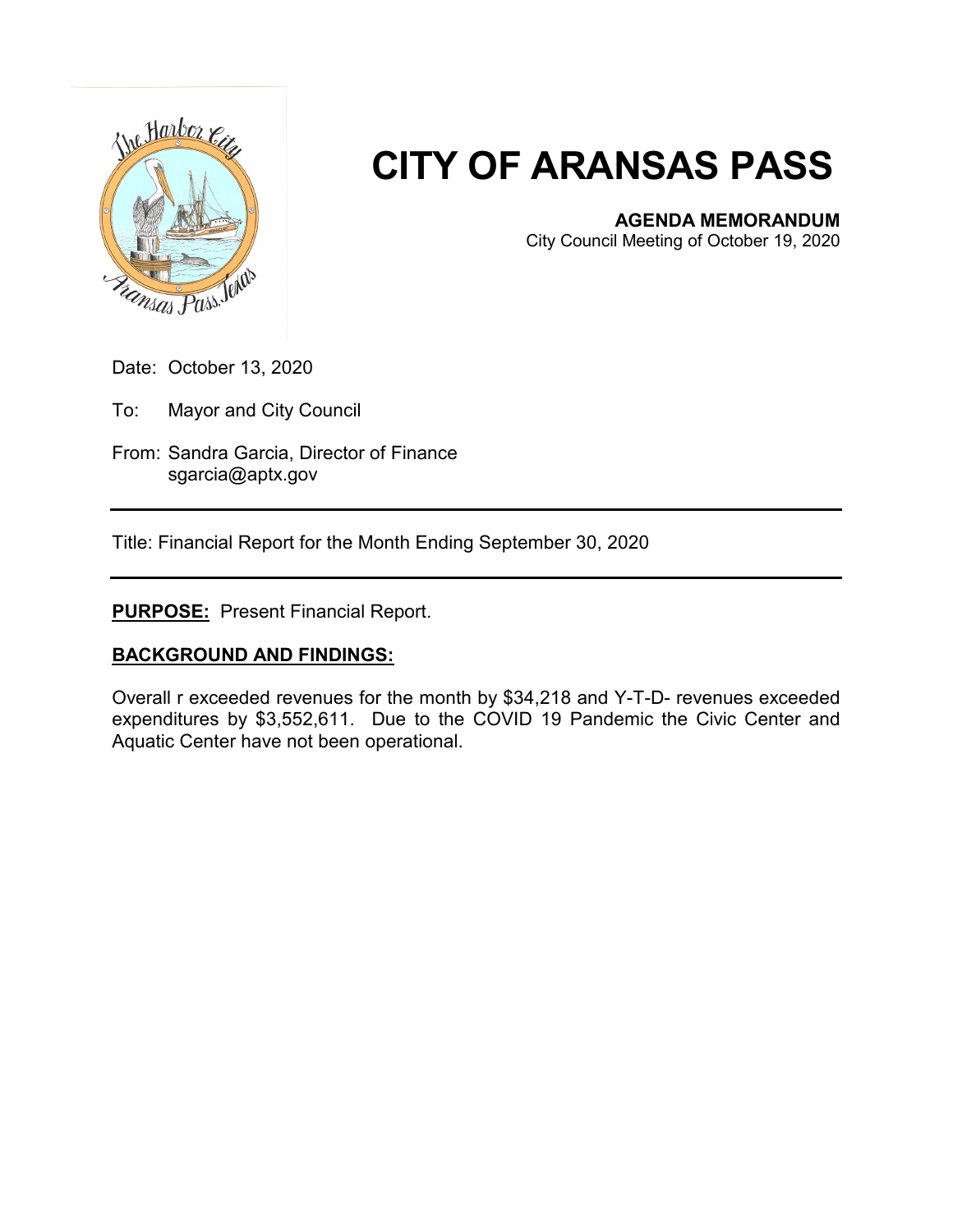# CITY OF ARANSAS PASS

**AGENDA MEMORANDUM**
City Council Meeting of October 19, 2020

Date: October 13, 2020

To: Mayor and City Council

From: Sandra Garcia, Director of Finance
sgarcia@aptx.gov

---

Title: Financial Report for the Month Ending September 30, 2020

---

**PURPOSE:** Present Financial Report.

**BACKGROUND AND FINDINGS:**

Overall r exceeded revenues for the month by $34,218 and Y-T-D- revenues exceeded expenditures by $3,552,611. Due to the COVID 19 Pandemic the Civic Center and Aquatic Center have not been operational.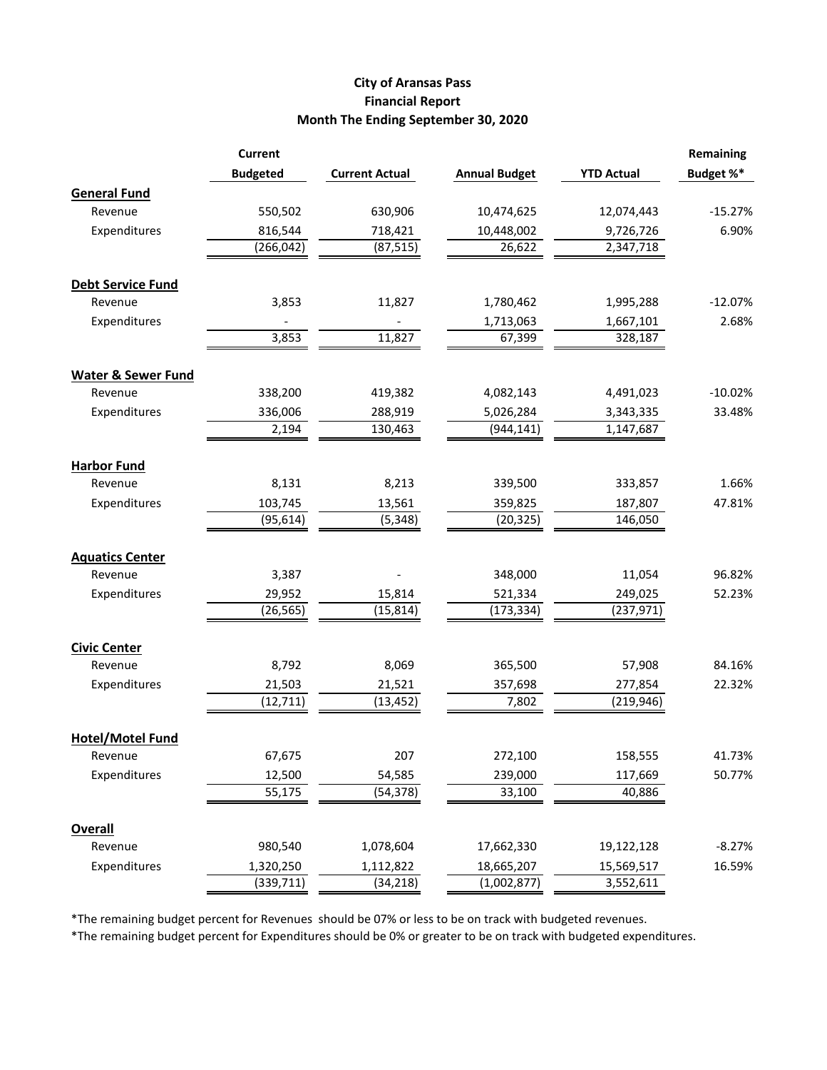# City of Aransas Pass
## Financial Report
### Month The Ending September 30, 2020

| | Current Budgeted | Current Actual | Annual Budget | YTD Actual | Remaining Budget %* |
|---|---|---|---|---|---|
| **General Fund** | | | | | |
| Revenue | 550,502 | 630,906 | 10,474,625 | 12,074,443 | -15.27% |
| Expenditures | 816,544 | 718,421 | 10,448,002 | 9,726,726 | 6.90% |
| | (266,042) | (87,515) | 26,622 | 2,347,718 | |
| **Debt Service Fund** | | | | | |
| Revenue | 3,853 | 11,827 | 1,780,462 | 1,995,288 | -12.07% |
| Expenditures | - | - | 1,713,063 | 1,667,101 | 2.68% |
| | 3,853 | 11,827 | 67,399 | 328,187 | |
| **Water & Sewer Fund** | | | | | |
| Revenue | 338,200 | 419,382 | 4,082,143 | 4,491,023 | -10.02% |
| Expenditures | 336,006 | 288,919 | 5,026,284 | 3,343,335 | 33.48% |
| | 2,194 | 130,463 | (944,141) | 1,147,687 | |
| **Harbor Fund** | | | | | |
| Revenue | 8,131 | 8,213 | 339,500 | 333,857 | 1.66% |
| Expenditures | 103,745 | 13,561 | 359,825 | 187,807 | 47.81% |
| | (95,614) | (5,348) | (20,325) | 146,050 | |
| **Aquatics Center** | | | | | |
| Revenue | 3,387 | - | 348,000 | 11,054 | 96.82% |
| Expenditures | 29,952 | 15,814 | 521,334 | 249,025 | 52.23% |
| | (26,565) | (15,814) | (173,334) | (237,971) | |
| **Civic Center** | | | | | |
| Revenue | 8,792 | 8,069 | 365,500 | 57,908 | 84.16% |
| Expenditures | 21,503 | 21,521 | 357,698 | 277,854 | 22.32% |
| | (12,711) | (13,452) | 7,802 | (219,946) | |
| **Hotel/Motel Fund** | | | | | |
| Revenue | 67,675 | 207 | 272,100 | 158,555 | 41.73% |
| Expenditures | 12,500 | 54,585 | 239,000 | 117,669 | 50.77% |
| | 55,175 | (54,378) | 33,100 | 40,886 | |
| **Overall** | | | | | |
| Revenue | 980,540 | 1,078,604 | 17,662,330 | 19,122,128 | -8.27% |
| Expenditures | 1,320,250 | 1,112,822 | 18,665,207 | 15,569,517 | 16.59% |
| | (339,711) | (34,218) | (1,002,877) | 3,552,611 | |

*The remaining budget percent for Revenues should be 07% or less to be on track with budgeted revenues.

*The remaining budget percent for Expenditures should be 0% or greater to be on track with budgeted expenditures.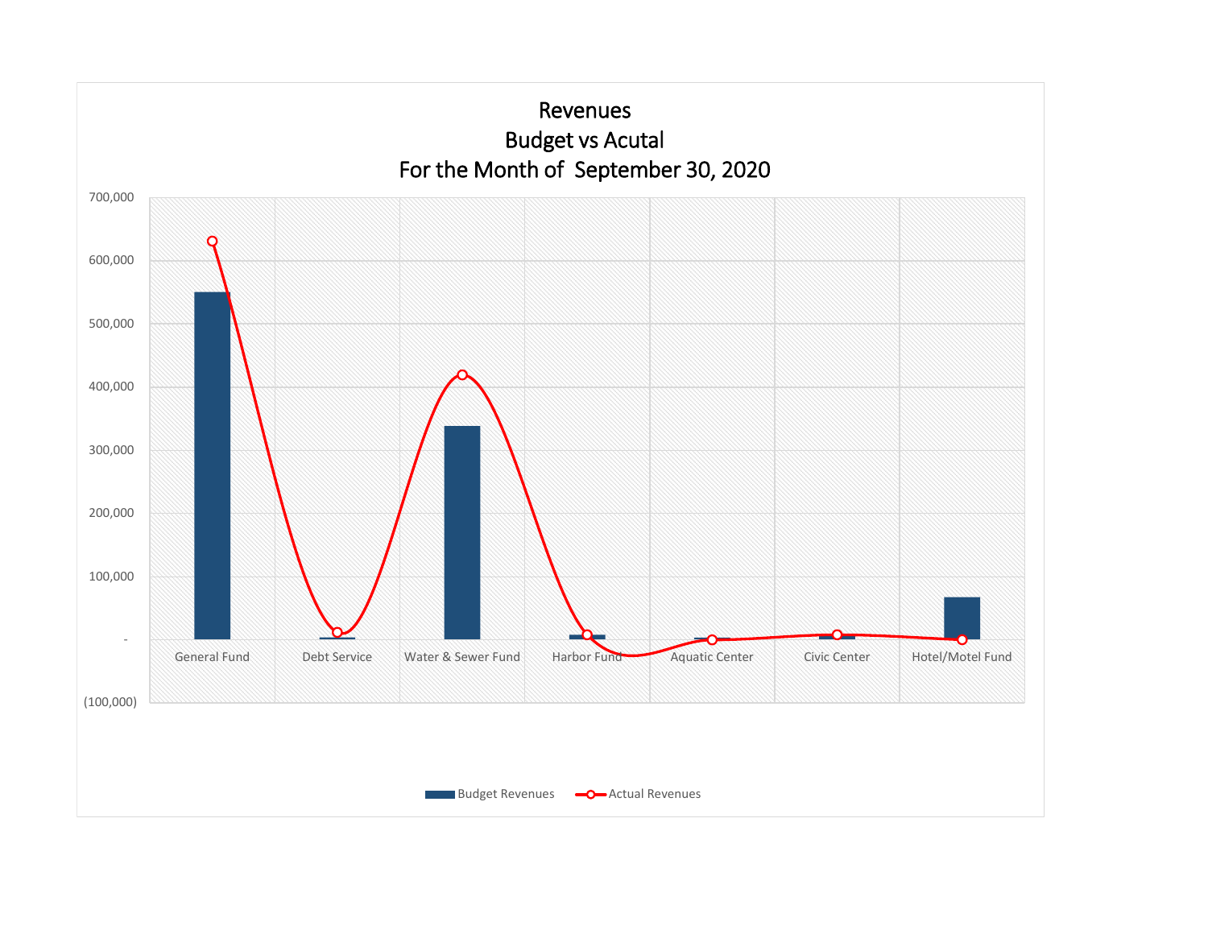# Revenues
## Budget vs Acutal
## For the Month of September 30, 2020

700,000
600,000
500,000
400,000
300,000
200,000
100,000
-
(100,000)

General Fund | Debt Service | Water & Sewer Fund | Harbor Fund | Aquatic Center | Civic Center | Hotel/Motel Fund

Budget Revenues | Actual Revenues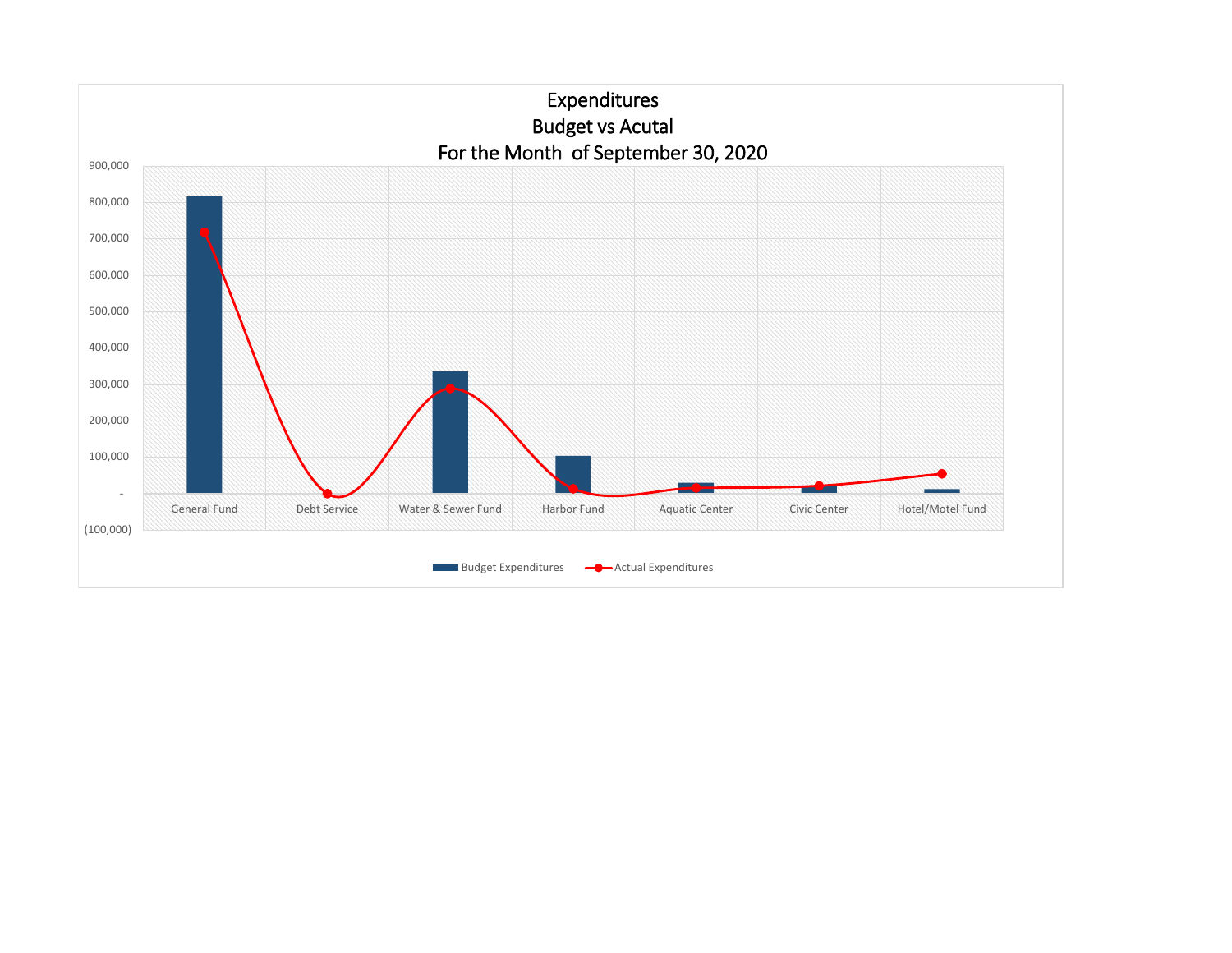# Expenditures
## Budget vs Acutal
## For the Month of September 30, 2020

900,000
800,000
700,000
600,000
500,000
400,000
300,000
200,000
100,000
-
(100,000)

General Fund | Debt Service | Water & Sewer Fund | Harbor Fund | Aquatic Center | Civic Center | Hotel/Motel Fund

Budget Expenditures — Actual Expenditures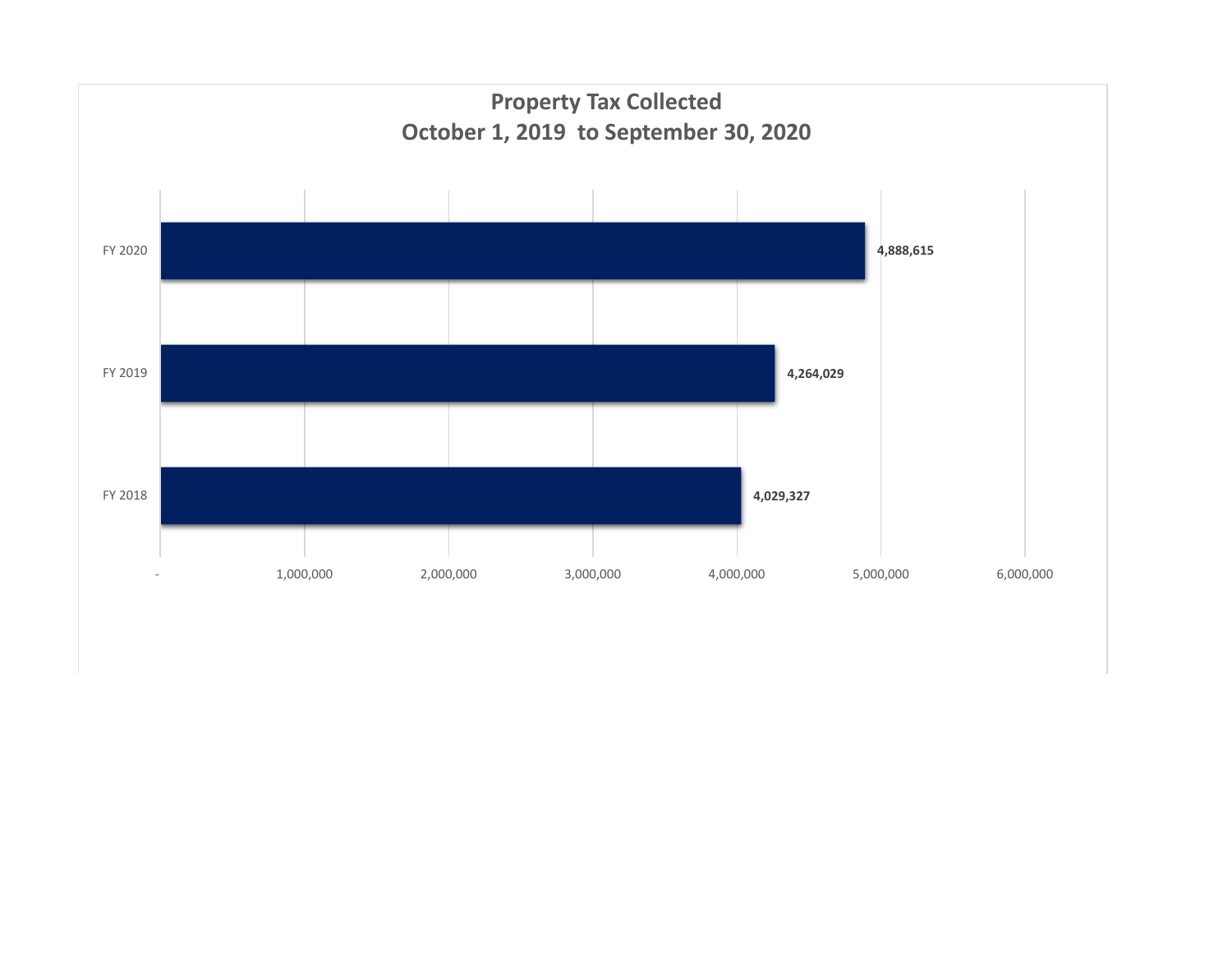## Property Tax Collected
## October 1, 2019 to September 30, 2020

| Fiscal Year | Property Tax Collected |
| --- | --- |
| FY 2020 | 4,888,615 |
| FY 2019 | 4,264,029 |
| FY 2018 | 4,029,327 |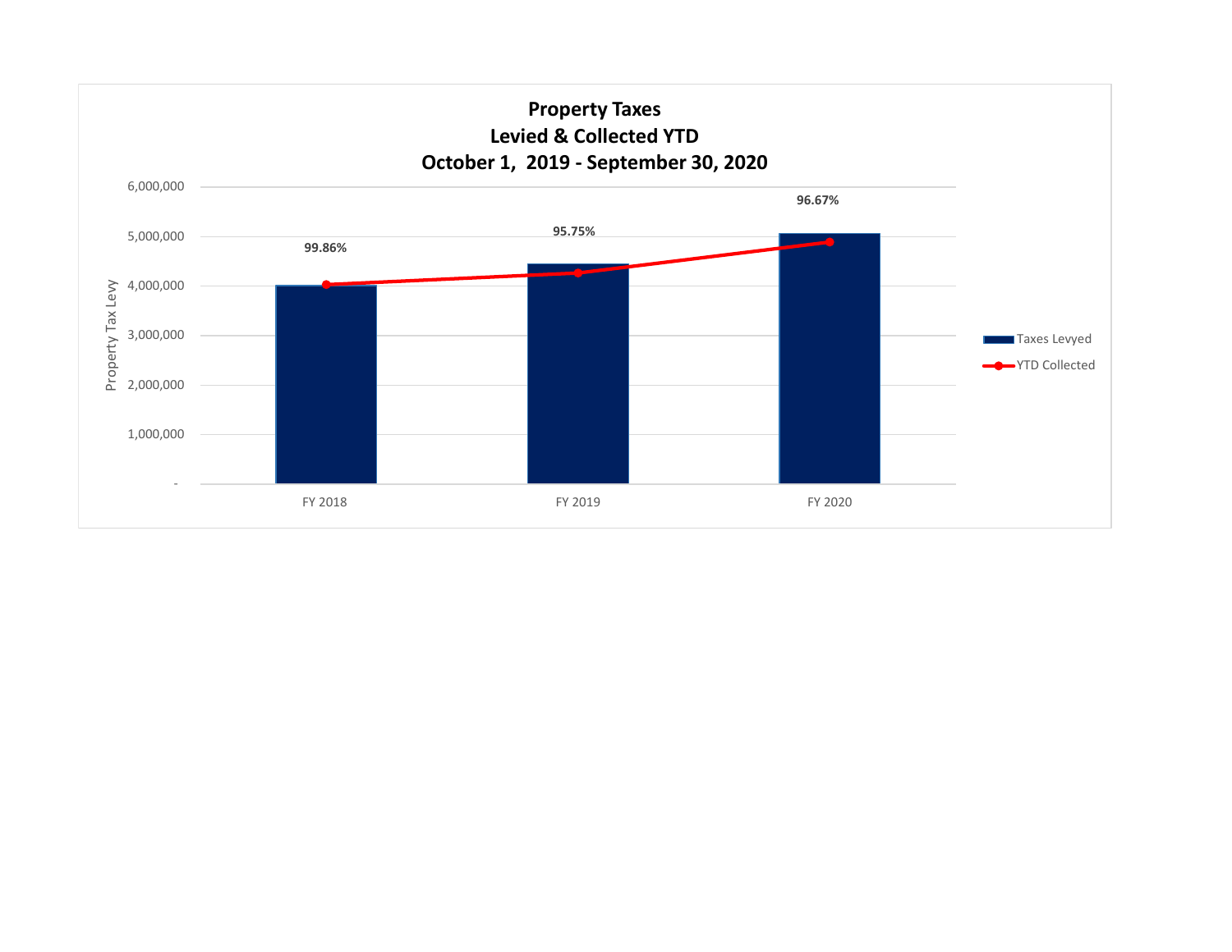## Property Taxes
## Levied & Collected YTD
## October 1, 2019 - September 30, 2020

Property Tax Levy

6,000,000
5,000,000
4,000,000
3,000,000
2,000,000
1,000,000
-

| | FY 2018 | FY 2019 | FY 2020 |
|---|---|---|---|
| Collection % | 99.86% | 95.75% | 96.67% |

Taxes Levyed

YTD Collected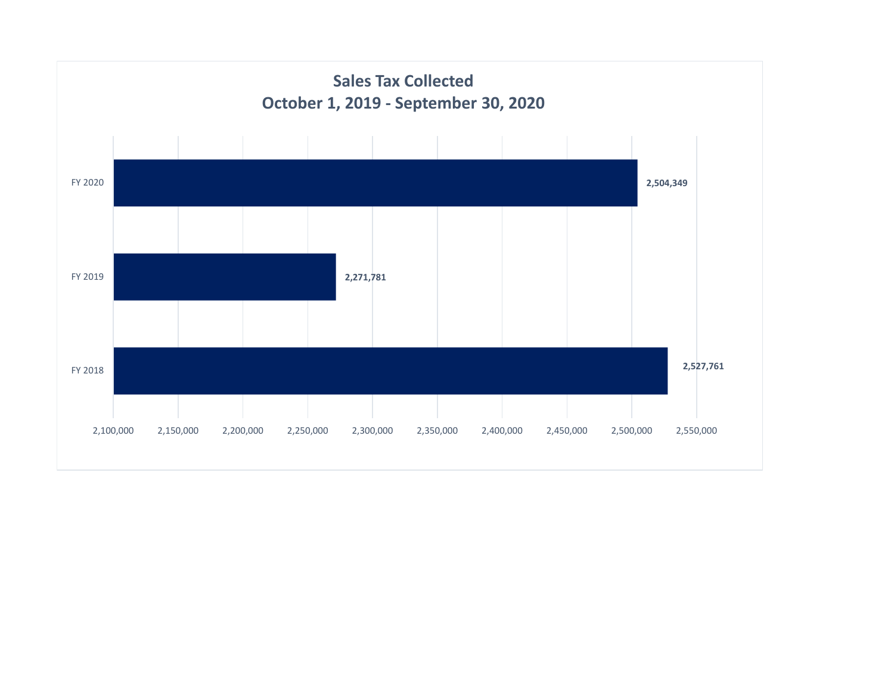## Sales Tax Collected
## October 1, 2019 - September 30, 2020

| Fiscal Year | Sales Tax Collected |
| --- | --- |
| FY 2020 | 2,504,349 |
| FY 2019 | 2,271,781 |
| FY 2018 | 2,527,761 |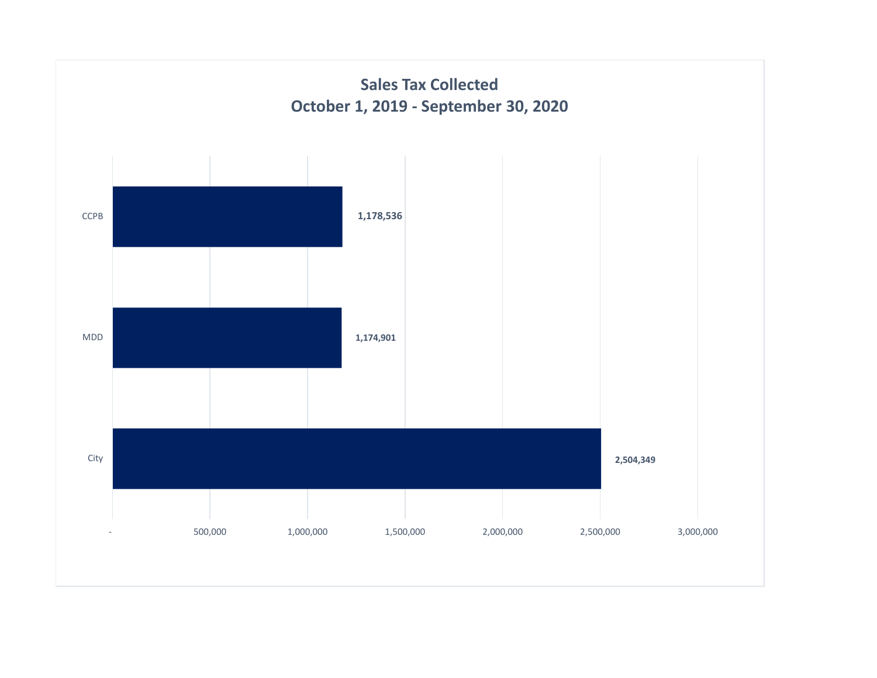Sales Tax Collected
October 1, 2019 - September 30, 2020

CCPB
1,178,536

MDD
1,174,901

City
2,504,349

-
500,000
1,000,000
1,500,000
2,000,000
2,500,000
3,000,000